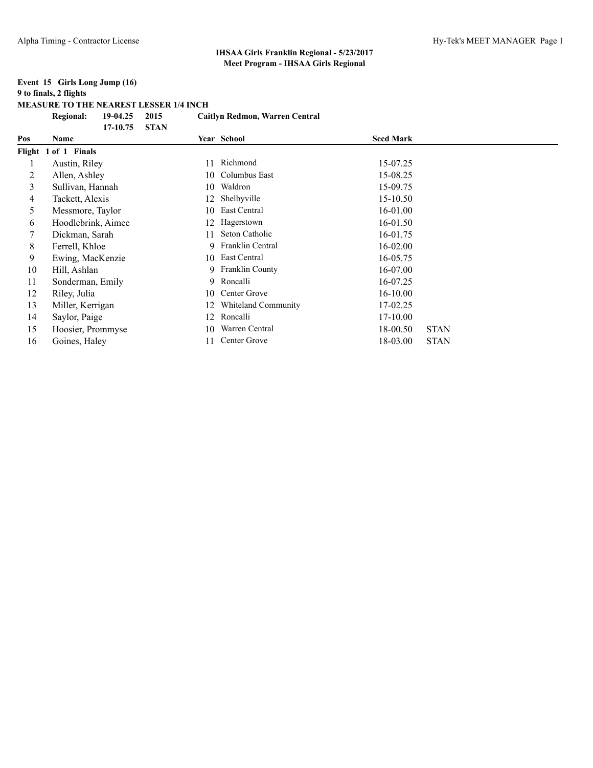## IHSAA Girls Franklin Regional - 5/23/2017
### Meet Program - IHSAA Girls Regional

**Event 15 Girls Long Jump (16)**
**9 to finals, 2 flights**
**MEASURE TO THE NEAREST LESSER 1/4 INCH**

| | | | |
|---|---|---|---|
| **Regional:** | **19-04.25** | **2015** | **Caitlyn Redmon, Warren Central** |
| | **17-10.75** | **STAN** | |

| Pos | Name | Year | School | Seed Mark | |
|---|---|---|---|---|---|
| **Flight 1 of 1 Finals** | | | | | |
| 1 | Austin, Riley | 11 | Richmond | 15-07.25 | |
| 2 | Allen, Ashley | 10 | Columbus East | 15-08.25 | |
| 3 | Sullivan, Hannah | 10 | Waldron | 15-09.75 | |
| 4 | Tackett, Alexis | 12 | Shelbyville | 15-10.50 | |
| 5 | Messmore, Taylor | 10 | East Central | 16-01.00 | |
| 6 | Hoodlebrink, Aimee | 12 | Hagerstown | 16-01.50 | |
| 7 | Dickman, Sarah | 11 | Seton Catholic | 16-01.75 | |
| 8 | Ferrell, Khloe | 9 | Franklin Central | 16-02.00 | |
| 9 | Ewing, MacKenzie | 10 | East Central | 16-05.75 | |
| 10 | Hill, Ashlan | 9 | Franklin County | 16-07.00 | |
| 11 | Sonderman, Emily | 9 | Roncalli | 16-07.25 | |
| 12 | Riley, Julia | 10 | Center Grove | 16-10.00 | |
| 13 | Miller, Kerrigan | 12 | Whiteland Community | 17-02.25 | |
| 14 | Saylor, Paige | 12 | Roncalli | 17-10.00 | |
| 15 | Hoosier, Prommyse | 10 | Warren Central | 18-00.50 | STAN |
| 16 | Goines, Haley | 11 | Center Grove | 18-03.00 | STAN |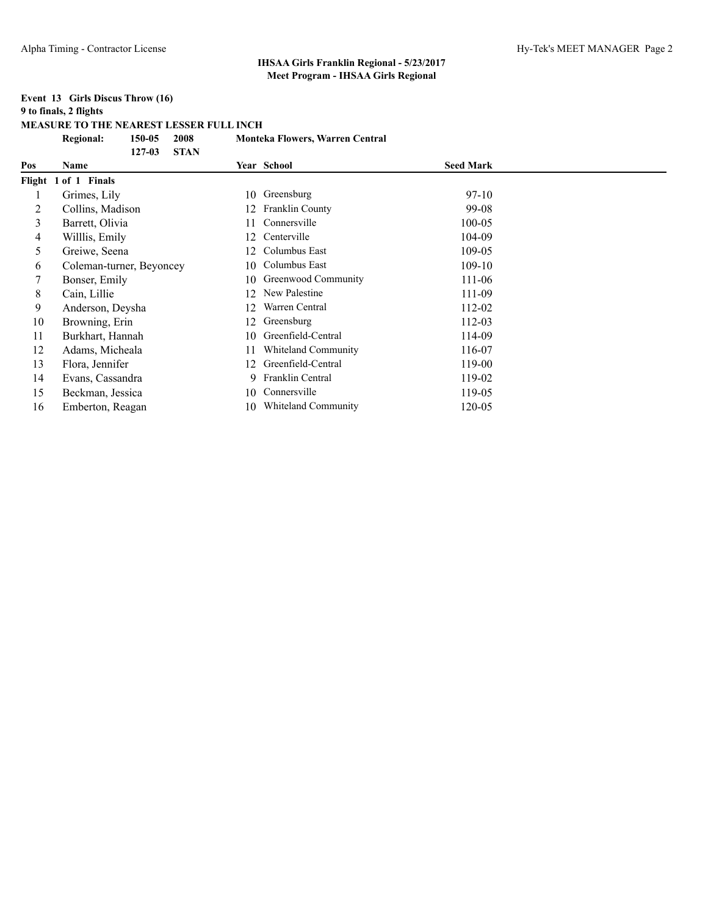## IHSAA Girls Franklin Regional - 5/23/2017
## Meet Program - IHSAA Girls Regional

**Event 13 Girls Discus Throw (16)**
**9 to finals, 2 flights**
**MEASURE TO THE NEAREST LESSER FULL INCH**

| | | | |
|---|---|---|---|
| **Regional:** | **150-05** | **2008** | **Monteka Flowers, Warren Central** |
| | **127-03** | **STAN** | |

| Pos | Name | Year | School | Seed Mark |
|---|---|---|---|---|
| **Flight 1 of 1 Finals** | | | | |
| 1 | Grimes, Lily | 10 | Greensburg | 97-10 |
| 2 | Collins, Madison | 12 | Franklin County | 99-08 |
| 3 | Barrett, Olivia | 11 | Connersville | 100-05 |
| 4 | Willlis, Emily | 12 | Centerville | 104-09 |
| 5 | Greiwe, Seena | 12 | Columbus East | 109-05 |
| 6 | Coleman-turner, Beyoncey | 10 | Columbus East | 109-10 |
| 7 | Bonser, Emily | 10 | Greenwood Community | 111-06 |
| 8 | Cain, Lillie | 12 | New Palestine | 111-09 |
| 9 | Anderson, Deysha | 12 | Warren Central | 112-02 |
| 10 | Browning, Erin | 12 | Greensburg | 112-03 |
| 11 | Burkhart, Hannah | 10 | Greenfield-Central | 114-09 |
| 12 | Adams, Micheala | 11 | Whiteland Community | 116-07 |
| 13 | Flora, Jennifer | 12 | Greenfield-Central | 119-00 |
| 14 | Evans, Cassandra | 9 | Franklin Central | 119-02 |
| 15 | Beckman, Jessica | 10 | Connersville | 119-05 |
| 16 | Emberton, Reagan | 10 | Whiteland Community | 120-05 |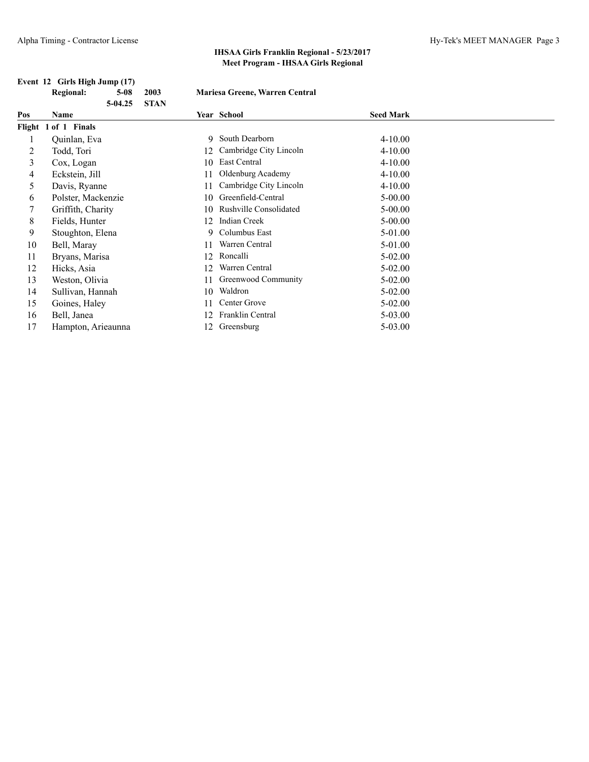## IHSAA Girls Franklin Regional - 5/23/2017
### Meet Program - IHSAA Girls Regional

**Event 12 Girls High Jump (17)**

| | | | |
|---|---|---|---|
| **Regional:** | **5-08** | **2003** | **Mariesa Greene, Warren Central** |
| | **5-04.25** | **STAN** | |

| Pos | Name | Year | School | Seed Mark |
|---|---|---|---|---|
| **Flight 1 of 1 Finals** | | | | |
| 1 | Quinlan, Eva | 9 | South Dearborn | 4-10.00 |
| 2 | Todd, Tori | 12 | Cambridge City Lincoln | 4-10.00 |
| 3 | Cox, Logan | 10 | East Central | 4-10.00 |
| 4 | Eckstein, Jill | 11 | Oldenburg Academy | 4-10.00 |
| 5 | Davis, Ryanne | 11 | Cambridge City Lincoln | 4-10.00 |
| 6 | Polster, Mackenzie | 10 | Greenfield-Central | 5-00.00 |
| 7 | Griffith, Charity | 10 | Rushville Consolidated | 5-00.00 |
| 8 | Fields, Hunter | 12 | Indian Creek | 5-00.00 |
| 9 | Stoughton, Elena | 9 | Columbus East | 5-01.00 |
| 10 | Bell, Maray | 11 | Warren Central | 5-01.00 |
| 11 | Bryans, Marisa | 12 | Roncalli | 5-02.00 |
| 12 | Hicks, Asia | 12 | Warren Central | 5-02.00 |
| 13 | Weston, Olivia | 11 | Greenwood Community | 5-02.00 |
| 14 | Sullivan, Hannah | 10 | Waldron | 5-02.00 |
| 15 | Goines, Haley | 11 | Center Grove | 5-02.00 |
| 16 | Bell, Janea | 12 | Franklin Central | 5-03.00 |
| 17 | Hampton, Arieaunna | 12 | Greensburg | 5-03.00 |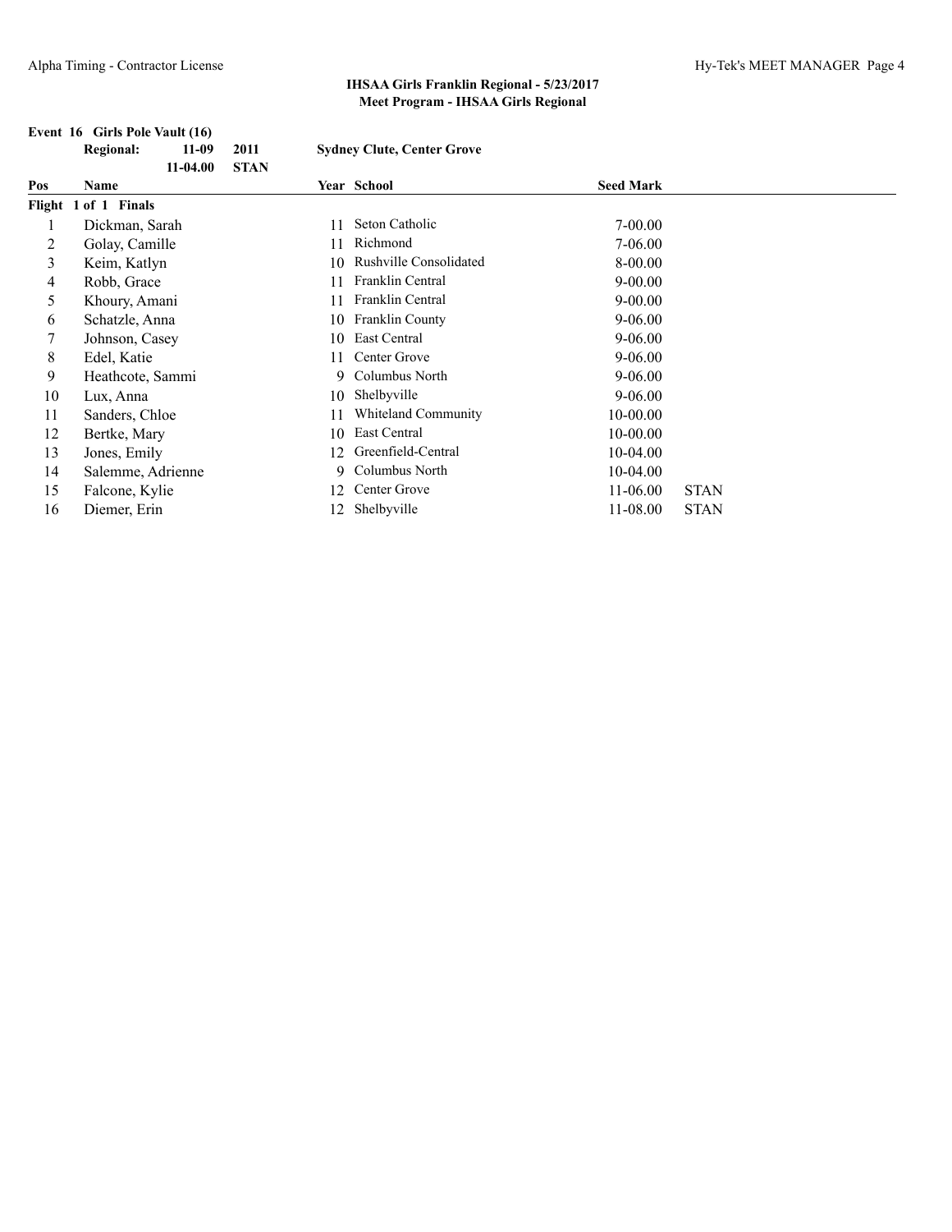## IHSAA Girls Franklin Regional - 5/23/2017
### Meet Program - IHSAA Girls Regional

**Event 16 Girls Pole Vault (16)**

| | | | |
|---|---|---|---|
| **Regional:** | **11-09** | **2011** | **Sydney Clute, Center Grove** |
| | **11-04.00** | **STAN** | |

| Pos | Name | Year | School | Seed Mark | |
|---|---|---|---|---|---|
| **Flight 1 of 1 Finals** | | | | | |
| 1 | Dickman, Sarah | 11 | Seton Catholic | 7-00.00 | |
| 2 | Golay, Camille | 11 | Richmond | 7-06.00 | |
| 3 | Keim, Katlyn | 10 | Rushville Consolidated | 8-00.00 | |
| 4 | Robb, Grace | 11 | Franklin Central | 9-00.00 | |
| 5 | Khoury, Amani | 11 | Franklin Central | 9-00.00 | |
| 6 | Schatzle, Anna | 10 | Franklin County | 9-06.00 | |
| 7 | Johnson, Casey | 10 | East Central | 9-06.00 | |
| 8 | Edel, Katie | 11 | Center Grove | 9-06.00 | |
| 9 | Heathcote, Sammi | 9 | Columbus North | 9-06.00 | |
| 10 | Lux, Anna | 10 | Shelbyville | 9-06.00 | |
| 11 | Sanders, Chloe | 11 | Whiteland Community | 10-00.00 | |
| 12 | Bertke, Mary | 10 | East Central | 10-00.00 | |
| 13 | Jones, Emily | 12 | Greenfield-Central | 10-04.00 | |
| 14 | Salemme, Adrienne | 9 | Columbus North | 10-04.00 | |
| 15 | Falcone, Kylie | 12 | Center Grove | 11-06.00 | STAN |
| 16 | Diemer, Erin | 12 | Shelbyville | 11-08.00 | STAN |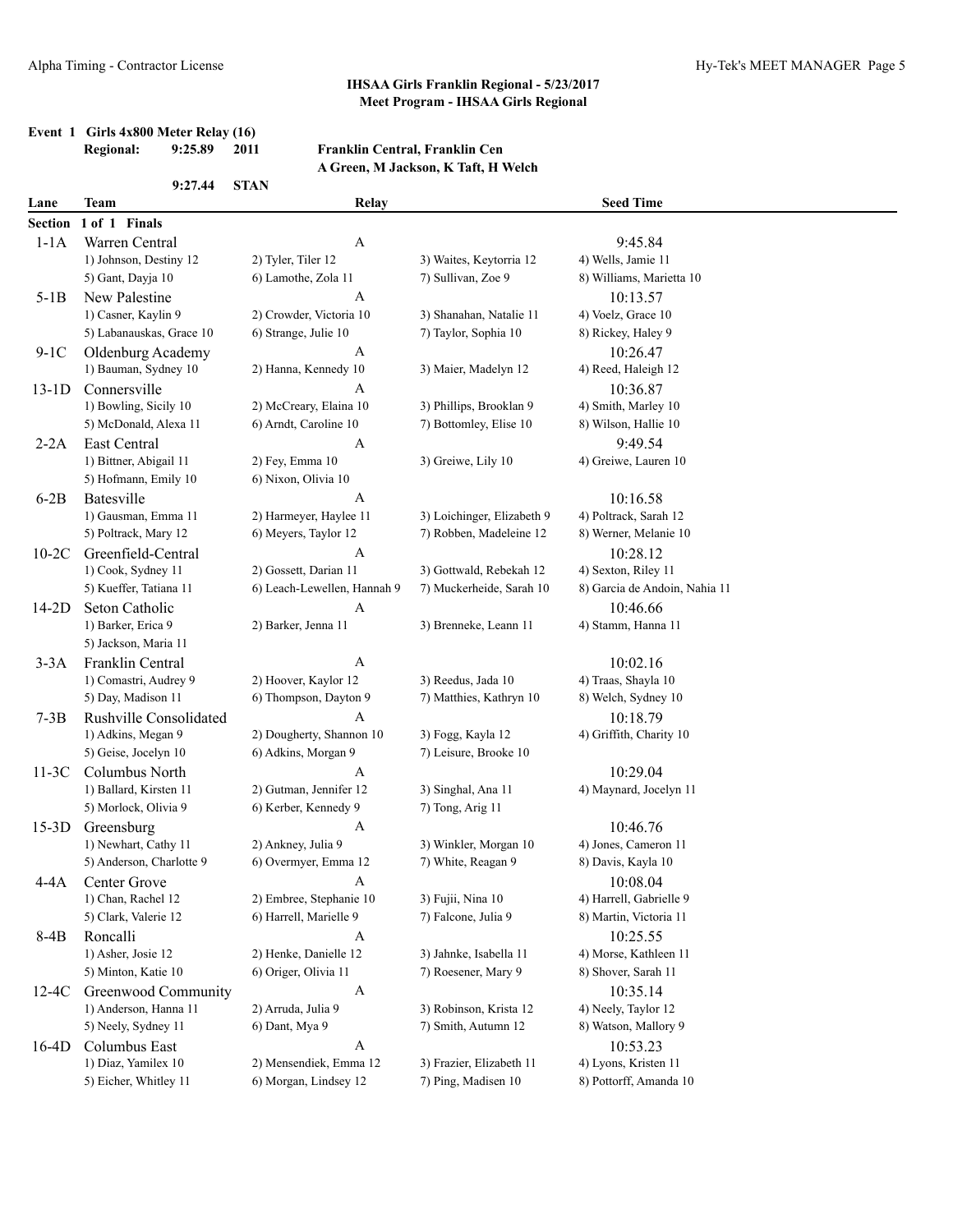## IHSAA Girls Franklin Regional - 5/23/2017
### Meet Program - IHSAA Girls Regional

**Event 1 Girls 4x800 Meter Relay (16)**

**Regional:** 9:25.89 2011 **Franklin Central, Franklin Cen**
**A Green, M Jackson, K Taft, H Welch**

9:27.44 STAN

| Lane | Team | Relay | | Seed Time |
|---|---|---|---|---|
| **Section 1 of 1 Finals** | | | | |
| 1-1A | Warren Central | A | | 9:45.84 |
| | 1) Johnson, Destiny 12 | 2) Tyler, Tiler 12 | 3) Waites, Keytorria 12 | 4) Wells, Jamie 11 |
| | 5) Gant, Dayja 10 | 6) Lamothe, Zola 11 | 7) Sullivan, Zoe 9 | 8) Williams, Marietta 10 |
| 5-1B | New Palestine | A | | 10:13.57 |
| | 1) Casner, Kaylin 9 | 2) Crowder, Victoria 10 | 3) Shanahan, Natalie 11 | 4) Voelz, Grace 10 |
| | 5) Labanauskas, Grace 10 | 6) Strange, Julie 10 | 7) Taylor, Sophia 10 | 8) Rickey, Haley 9 |
| 9-1C | Oldenburg Academy | A | | 10:26.47 |
| | 1) Bauman, Sydney 10 | 2) Hanna, Kennedy 10 | 3) Maier, Madelyn 12 | 4) Reed, Haleigh 12 |
| 13-1D | Connersville | A | | 10:36.87 |
| | 1) Bowling, Sicily 10 | 2) McCreary, Elaina 10 | 3) Phillips, Brooklan 9 | 4) Smith, Marley 10 |
| | 5) McDonald, Alexa 11 | 6) Arndt, Caroline 10 | 7) Bottomley, Elise 10 | 8) Wilson, Hallie 10 |
| 2-2A | East Central | A | | 9:49.54 |
| | 1) Bittner, Abigail 11 | 2) Fey, Emma 10 | 3) Greiwe, Lily 10 | 4) Greiwe, Lauren 10 |
| | 5) Hofmann, Emily 10 | 6) Nixon, Olivia 10 | | |
| 6-2B | Batesville | A | | 10:16.58 |
| | 1) Gausman, Emma 11 | 2) Harmeyer, Haylee 11 | 3) Loichinger, Elizabeth 9 | 4) Poltrack, Sarah 12 |
| | 5) Poltrack, Mary 12 | 6) Meyers, Taylor 12 | 7) Robben, Madeleine 12 | 8) Werner, Melanie 10 |
| 10-2C | Greenfield-Central | A | | 10:28.12 |
| | 1) Cook, Sydney 11 | 2) Gossett, Darian 11 | 3) Gottwald, Rebekah 12 | 4) Sexton, Riley 11 |
| | 5) Kueffer, Tatiana 11 | 6) Leach-Lewellen, Hannah 9 | 7) Muckerheide, Sarah 10 | 8) Garcia de Andoin, Nahia 11 |
| 14-2D | Seton Catholic | A | | 10:46.66 |
| | 1) Barker, Erica 9 | 2) Barker, Jenna 11 | 3) Brenneke, Leann 11 | 4) Stamm, Hanna 11 |
| | 5) Jackson, Maria 11 | | | |
| 3-3A | Franklin Central | A | | 10:02.16 |
| | 1) Comastri, Audrey 9 | 2) Hoover, Kaylor 12 | 3) Reedus, Jada 10 | 4) Traas, Shayla 10 |
| | 5) Day, Madison 11 | 6) Thompson, Dayton 9 | 7) Matthies, Kathryn 10 | 8) Welch, Sydney 10 |
| 7-3B | Rushville Consolidated | A | | 10:18.79 |
| | 1) Adkins, Megan 9 | 2) Dougherty, Shannon 10 | 3) Fogg, Kayla 12 | 4) Griffith, Charity 10 |
| | 5) Geise, Jocelyn 10 | 6) Adkins, Morgan 9 | 7) Leisure, Brooke 10 | |
| 11-3C | Columbus North | A | | 10:29.04 |
| | 1) Ballard, Kirsten 11 | 2) Gutman, Jennifer 12 | 3) Singhal, Ana 11 | 4) Maynard, Jocelyn 11 |
| | 5) Morlock, Olivia 9 | 6) Kerber, Kennedy 9 | 7) Tong, Arig 11 | |
| 15-3D | Greensburg | A | | 10:46.76 |
| | 1) Newhart, Cathy 11 | 2) Ankney, Julia 9 | 3) Winkler, Morgan 10 | 4) Jones, Cameron 11 |
| | 5) Anderson, Charlotte 9 | 6) Overmyer, Emma 12 | 7) White, Reagan 9 | 8) Davis, Kayla 10 |
| 4-4A | Center Grove | A | | 10:08.04 |
| | 1) Chan, Rachel 12 | 2) Embree, Stephanie 10 | 3) Fujii, Nina 10 | 4) Harrell, Gabrielle 9 |
| | 5) Clark, Valerie 12 | 6) Harrell, Marielle 9 | 7) Falcone, Julia 9 | 8) Martin, Victoria 11 |
| 8-4B | Roncalli | A | | 10:25.55 |
| | 1) Asher, Josie 12 | 2) Henke, Danielle 12 | 3) Jahnke, Isabella 11 | 4) Morse, Kathleen 11 |
| | 5) Minton, Katie 10 | 6) Origer, Olivia 11 | 7) Roesener, Mary 9 | 8) Shover, Sarah 11 |
| 12-4C | Greenwood Community | A | | 10:35.14 |
| | 1) Anderson, Hanna 11 | 2) Arruda, Julia 9 | 3) Robinson, Krista 12 | 4) Neely, Taylor 12 |
| | 5) Neely, Sydney 11 | 6) Dant, Mya 9 | 7) Smith, Autumn 12 | 8) Watson, Mallory 9 |
| 16-4D | Columbus East | A | | 10:53.23 |
| | 1) Diaz, Yamilex 10 | 2) Mensendiek, Emma 12 | 3) Frazier, Elizabeth 11 | 4) Lyons, Kristen 11 |
| | 5) Eicher, Whitley 11 | 6) Morgan, Lindsey 12 | 7) Ping, Madisen 10 | 8) Pottorff, Amanda 10 |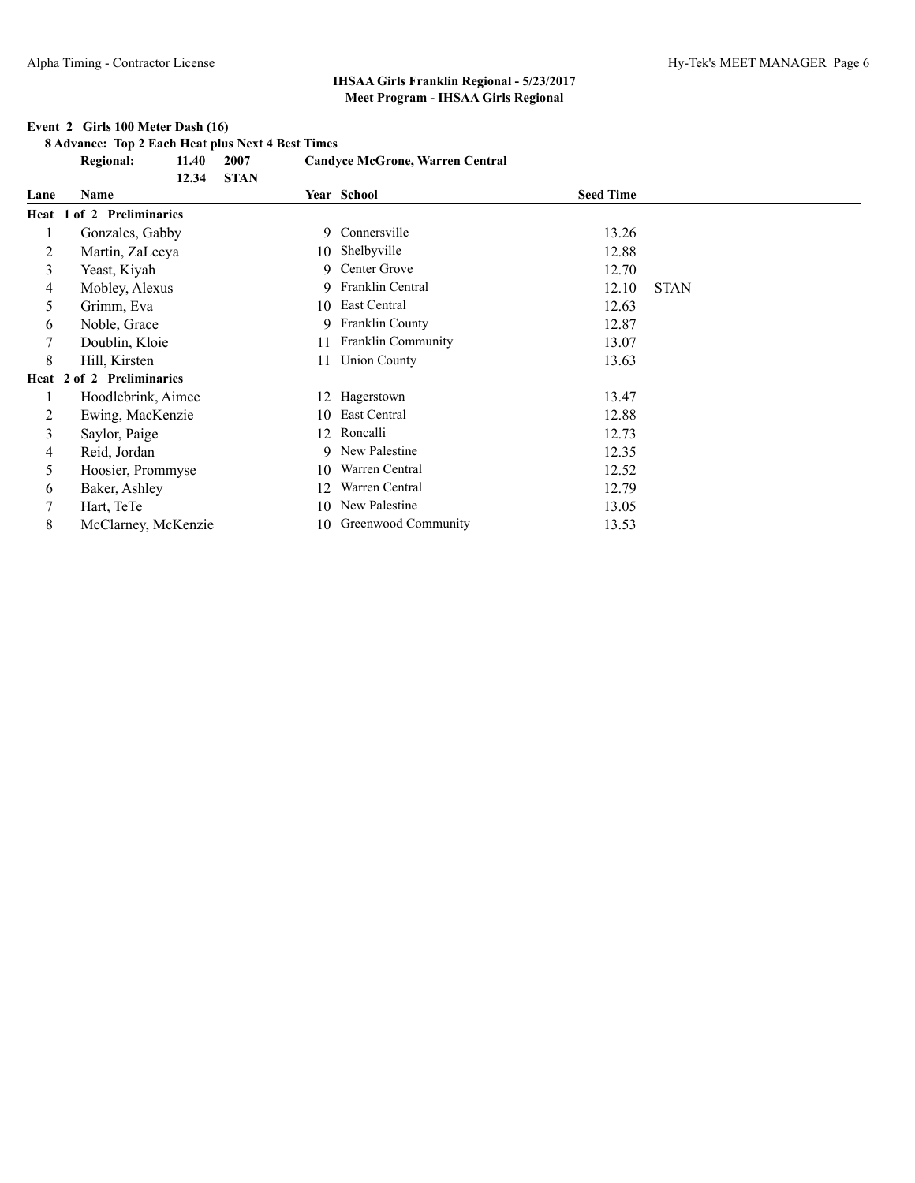## IHSAA Girls Franklin Regional - 5/23/2017
## Meet Program - IHSAA Girls Regional

**Event 2 Girls 100 Meter Dash (16)**

**8 Advance: Top 2 Each Heat plus Next 4 Best Times**

| | | | |
|---|---|---|---|
| **Regional:** | **11.40** | **2007** | **Candyce McGrone, Warren Central** |
| | **12.34** | **STAN** | |

| Lane | Name | Year | School | Seed Time | |
|---|---|---|---|---|---|
| **Heat 1 of 2 Preliminaries** | | | | | |
| 1 | Gonzales, Gabby | 9 | Connersville | 13.26 | |
| 2 | Martin, ZaLeeya | 10 | Shelbyville | 12.88 | |
| 3 | Yeast, Kiyah | 9 | Center Grove | 12.70 | |
| 4 | Mobley, Alexus | 9 | Franklin Central | 12.10 | STAN |
| 5 | Grimm, Eva | 10 | East Central | 12.63 | |
| 6 | Noble, Grace | 9 | Franklin County | 12.87 | |
| 7 | Doublin, Kloie | 11 | Franklin Community | 13.07 | |
| 8 | Hill, Kirsten | 11 | Union County | 13.63 | |
| **Heat 2 of 2 Preliminaries** | | | | | |
| 1 | Hoodlebrink, Aimee | 12 | Hagerstown | 13.47 | |
| 2 | Ewing, MacKenzie | 10 | East Central | 12.88 | |
| 3 | Saylor, Paige | 12 | Roncalli | 12.73 | |
| 4 | Reid, Jordan | 9 | New Palestine | 12.35 | |
| 5 | Hoosier, Prommyse | 10 | Warren Central | 12.52 | |
| 6 | Baker, Ashley | 12 | Warren Central | 12.79 | |
| 7 | Hart, TeTe | 10 | New Palestine | 13.05 | |
| 8 | McClarney, McKenzie | 10 | Greenwood Community | 13.53 | |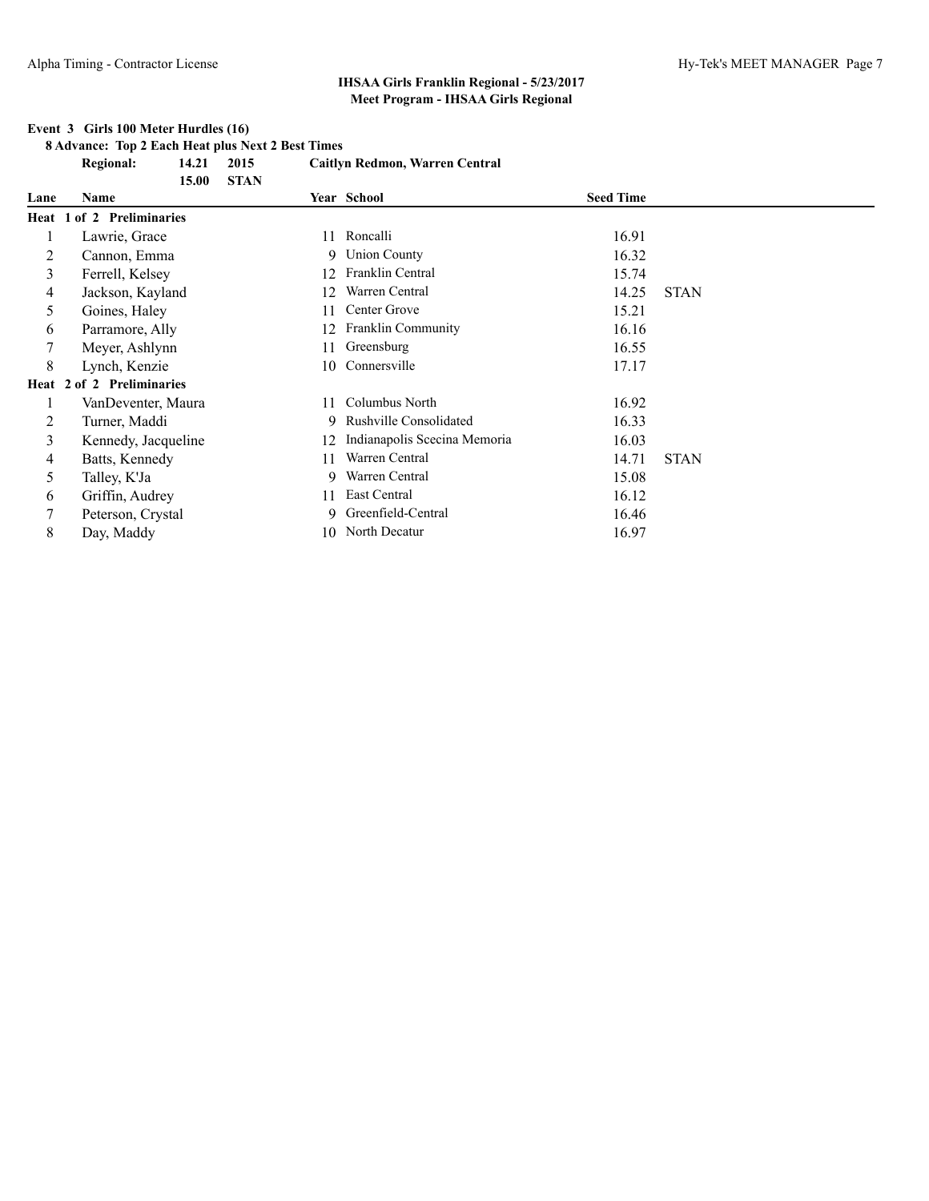## IHSAA Girls Franklin Regional - 5/23/2017
### Meet Program - IHSAA Girls Regional

**Event 3 Girls 100 Meter Hurdles (16)**

**8 Advance: Top 2 Each Heat plus Next 2 Best Times**

| | | | |
|---|---|---|---|
| **Regional:** | **14.21** | **2015** | **Caitlyn Redmon, Warren Central** |
| | **15.00** | **STAN** | |

| Lane | Name | Year | School | Seed Time | |
|---|---|---|---|---|---|
| **Heat 1 of 2 Preliminaries** | | | | | |
| 1 | Lawrie, Grace | 11 | Roncalli | 16.91 | |
| 2 | Cannon, Emma | 9 | Union County | 16.32 | |
| 3 | Ferrell, Kelsey | 12 | Franklin Central | 15.74 | |
| 4 | Jackson, Kayland | 12 | Warren Central | 14.25 | STAN |
| 5 | Goines, Haley | 11 | Center Grove | 15.21 | |
| 6 | Parramore, Ally | 12 | Franklin Community | 16.16 | |
| 7 | Meyer, Ashlynn | 11 | Greensburg | 16.55 | |
| 8 | Lynch, Kenzie | 10 | Connersville | 17.17 | |
| **Heat 2 of 2 Preliminaries** | | | | | |
| 1 | VanDeventer, Maura | 11 | Columbus North | 16.92 | |
| 2 | Turner, Maddi | 9 | Rushville Consolidated | 16.33 | |
| 3 | Kennedy, Jacqueline | 12 | Indianapolis Scecina Memoria | 16.03 | |
| 4 | Batts, Kennedy | 11 | Warren Central | 14.71 | STAN |
| 5 | Talley, K'Ja | 9 | Warren Central | 15.08 | |
| 6 | Griffin, Audrey | 11 | East Central | 16.12 | |
| 7 | Peterson, Crystal | 9 | Greenfield-Central | 16.46 | |
| 8 | Day, Maddy | 10 | North Decatur | 16.97 | |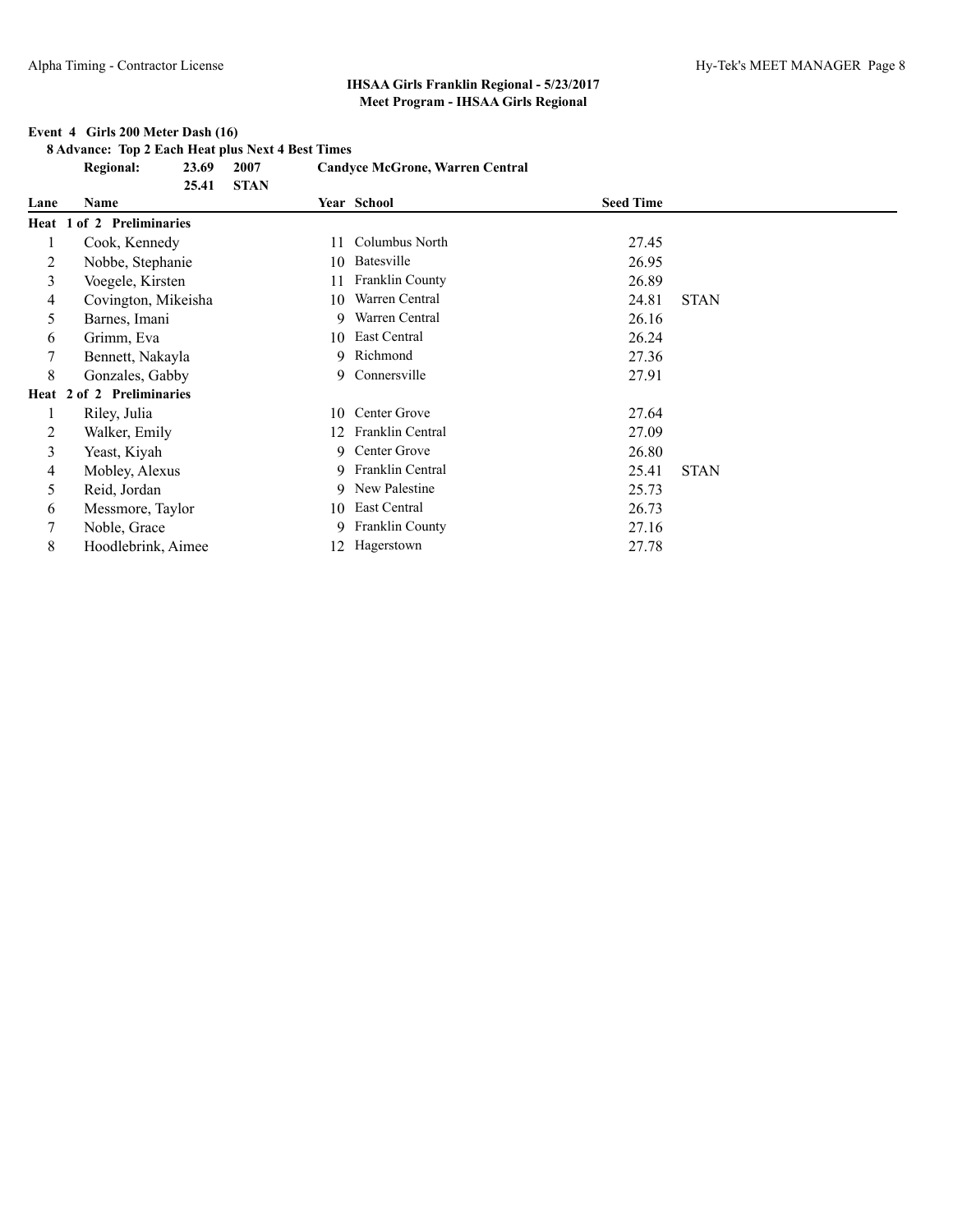## IHSAA Girls Franklin Regional - 5/23/2017
### Meet Program - IHSAA Girls Regional

**Event 4 Girls 200 Meter Dash (16)**

**8 Advance: Top 2 Each Heat plus Next 4 Best Times**

| | | | |
|---|---|---|---|
| **Regional:** | **23.69** | **2007** | **Candyce McGrone, Warren Central** |
| | **25.41** | **STAN** | |

| Lane | Name | Year | School | Seed Time | |
|---|---|---|---|---|---|
| **Heat 1 of 2 Preliminaries** | | | | | |
| 1 | Cook, Kennedy | 11 | Columbus North | 27.45 | |
| 2 | Nobbe, Stephanie | 10 | Batesville | 26.95 | |
| 3 | Voegele, Kirsten | 11 | Franklin County | 26.89 | |
| 4 | Covington, Mikeisha | 10 | Warren Central | 24.81 | STAN |
| 5 | Barnes, Imani | 9 | Warren Central | 26.16 | |
| 6 | Grimm, Eva | 10 | East Central | 26.24 | |
| 7 | Bennett, Nakayla | 9 | Richmond | 27.36 | |
| 8 | Gonzales, Gabby | 9 | Connersville | 27.91 | |
| **Heat 2 of 2 Preliminaries** | | | | | |
| 1 | Riley, Julia | 10 | Center Grove | 27.64 | |
| 2 | Walker, Emily | 12 | Franklin Central | 27.09 | |
| 3 | Yeast, Kiyah | 9 | Center Grove | 26.80 | |
| 4 | Mobley, Alexus | 9 | Franklin Central | 25.41 | STAN |
| 5 | Reid, Jordan | 9 | New Palestine | 25.73 | |
| 6 | Messmore, Taylor | 10 | East Central | 26.73 | |
| 7 | Noble, Grace | 9 | Franklin County | 27.16 | |
| 8 | Hoodlebrink, Aimee | 12 | Hagerstown | 27.78 | |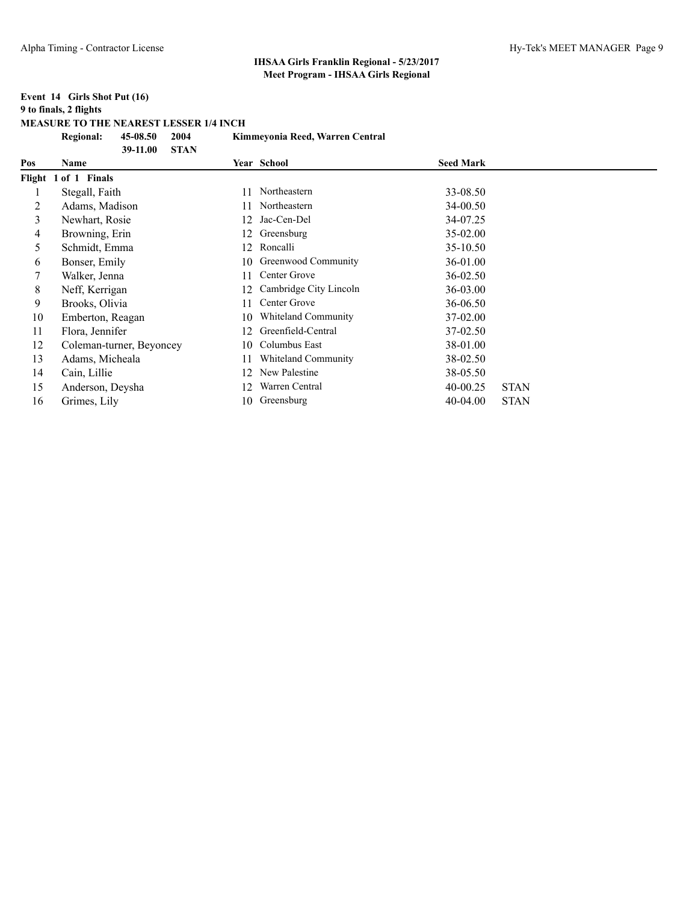**IHSAA Girls Franklin Regional - 5/23/2017**
**Meet Program - IHSAA Girls Regional**

**Event 14 Girls Shot Put (16)**
**9 to finals, 2 flights**
**MEASURE TO THE NEAREST LESSER 1/4 INCH**

| | | | |
|---|---|---|---|
| **Regional:** | **45-08.50** | **2004** | **Kimmeyonia Reed, Warren Central** |
| | **39-11.00** | **STAN** | |

| Pos | Name | Year | School | Seed Mark | |
|---|---|---|---|---|---|
| **Flight 1 of 1 Finals** | | | | | |
| 1 | Stegall, Faith | 11 | Northeastern | 33-08.50 | |
| 2 | Adams, Madison | 11 | Northeastern | 34-00.50 | |
| 3 | Newhart, Rosie | 12 | Jac-Cen-Del | 34-07.25 | |
| 4 | Browning, Erin | 12 | Greensburg | 35-02.00 | |
| 5 | Schmidt, Emma | 12 | Roncalli | 35-10.50 | |
| 6 | Bonser, Emily | 10 | Greenwood Community | 36-01.00 | |
| 7 | Walker, Jenna | 11 | Center Grove | 36-02.50 | |
| 8 | Neff, Kerrigan | 12 | Cambridge City Lincoln | 36-03.00 | |
| 9 | Brooks, Olivia | 11 | Center Grove | 36-06.50 | |
| 10 | Emberton, Reagan | 10 | Whiteland Community | 37-02.00 | |
| 11 | Flora, Jennifer | 12 | Greenfield-Central | 37-02.50 | |
| 12 | Coleman-turner, Beyoncey | 10 | Columbus East | 38-01.00 | |
| 13 | Adams, Micheala | 11 | Whiteland Community | 38-02.50 | |
| 14 | Cain, Lillie | 12 | New Palestine | 38-05.50 | |
| 15 | Anderson, Deysha | 12 | Warren Central | 40-00.25 | STAN |
| 16 | Grimes, Lily | 10 | Greensburg | 40-04.00 | STAN |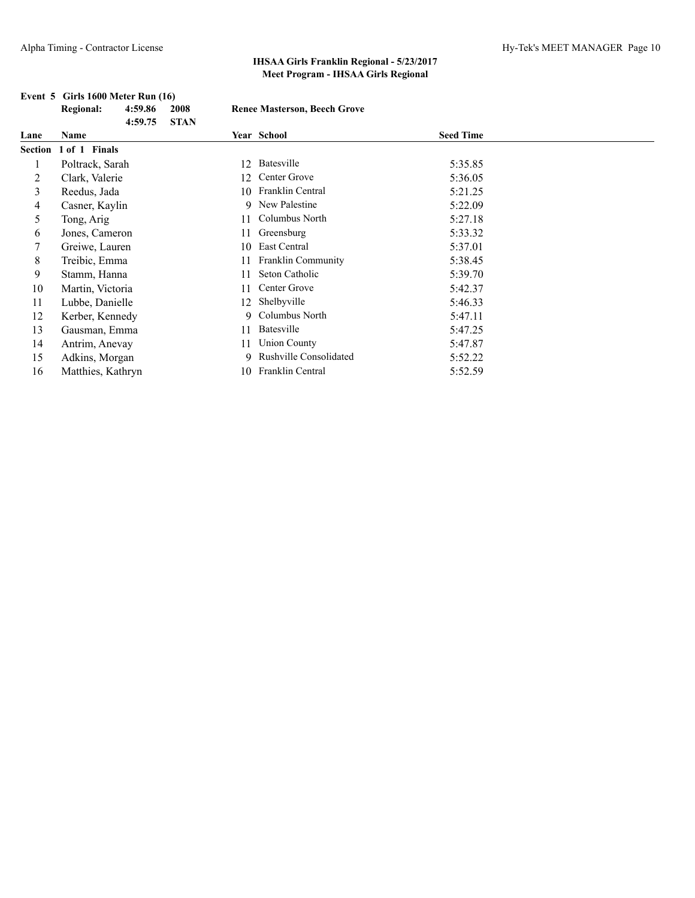# IHSAA Girls Franklin Regional - 5/23/2017
## Meet Program - IHSAA Girls Regional

**Event 5 Girls 1600 Meter Run (16)**

| | | | |
|---|---|---|---|
| **Regional:** | **4:59.86** | **2008** | **Renee Masterson, Beech Grove** |
| | **4:59.75** | **STAN** | |

| Lane | Name | Year | School | Seed Time |
|---|---|---|---|---|
| **Section 1 of 1 Finals** | | | | |
| 1 | Poltrack, Sarah | 12 | Batesville | 5:35.85 |
| 2 | Clark, Valerie | 12 | Center Grove | 5:36.05 |
| 3 | Reedus, Jada | 10 | Franklin Central | 5:21.25 |
| 4 | Casner, Kaylin | 9 | New Palestine | 5:22.09 |
| 5 | Tong, Arig | 11 | Columbus North | 5:27.18 |
| 6 | Jones, Cameron | 11 | Greensburg | 5:33.32 |
| 7 | Greiwe, Lauren | 10 | East Central | 5:37.01 |
| 8 | Treibic, Emma | 11 | Franklin Community | 5:38.45 |
| 9 | Stamm, Hanna | 11 | Seton Catholic | 5:39.70 |
| 10 | Martin, Victoria | 11 | Center Grove | 5:42.37 |
| 11 | Lubbe, Danielle | 12 | Shelbyville | 5:46.33 |
| 12 | Kerber, Kennedy | 9 | Columbus North | 5:47.11 |
| 13 | Gausman, Emma | 11 | Batesville | 5:47.25 |
| 14 | Antrim, Anevay | 11 | Union County | 5:47.87 |
| 15 | Adkins, Morgan | 9 | Rushville Consolidated | 5:52.22 |
| 16 | Matthies, Kathryn | 10 | Franklin Central | 5:52.59 |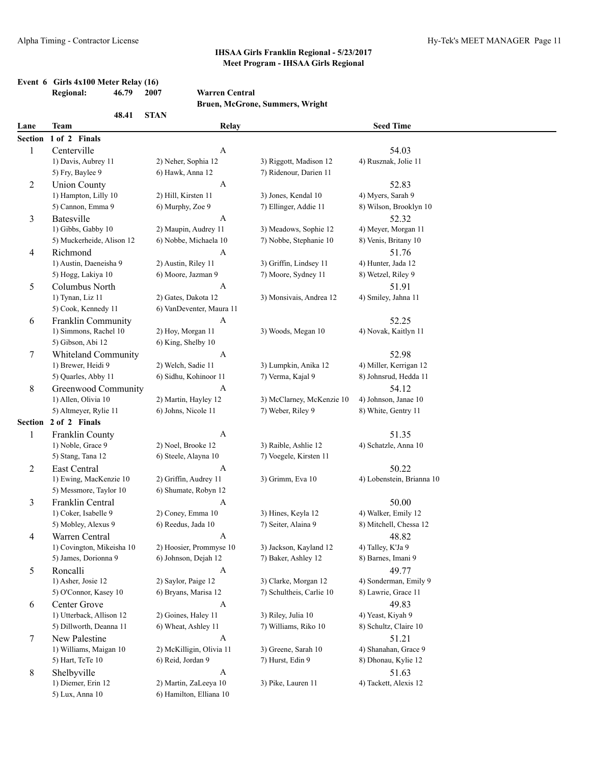## IHSAA Girls Franklin Regional - 5/23/2017
## Meet Program - IHSAA Girls Regional

### Event 6 Girls 4x100 Meter Relay (16)

**Regional:** 46.79 2007 **Warren Central**
**Bruen, McGrone, Summers, Wright**

48.41 **STAN**

| Lane | Team | Relay | | Seed Time |
|---|---|---|---|---|
| **Section 1 of 2 Finals** | | | | |
| 1 | Centerville | A | | 54.03 |
| | 1) Davis, Aubrey 11 | 2) Neher, Sophia 12 | 3) Riggott, Madison 12 | 4) Rusznak, Jolie 11 |
| | 5) Fry, Baylee 9 | 6) Hawk, Anna 12 | 7) Ridenour, Darien 11 | |
| 2 | Union County | A | | 52.83 |
| | 1) Hampton, Lilly 10 | 2) Hill, Kirsten 11 | 3) Jones, Kendal 10 | 4) Myers, Sarah 9 |
| | 5) Cannon, Emma 9 | 6) Murphy, Zoe 9 | 7) Ellinger, Addie 11 | 8) Wilson, Brooklyn 10 |
| 3 | Batesville | A | | 52.32 |
| | 1) Gibbs, Gabby 10 | 2) Maupin, Audrey 11 | 3) Meadows, Sophie 12 | 4) Meyer, Morgan 11 |
| | 5) Muckerheide, Alison 12 | 6) Nobbe, Michaela 10 | 7) Nobbe, Stephanie 10 | 8) Venis, Britany 10 |
| 4 | Richmond | A | | 51.76 |
| | 1) Austin, Daeneisha 9 | 2) Austin, Riley 11 | 3) Griffin, Lindsey 11 | 4) Hunter, Jada 12 |
| | 5) Hogg, Lakiya 10 | 6) Moore, Jazman 9 | 7) Moore, Sydney 11 | 8) Wetzel, Riley 9 |
| 5 | Columbus North | A | | 51.91 |
| | 1) Tynan, Liz 11 | 2) Gates, Dakota 12 | 3) Monsivais, Andrea 12 | 4) Smiley, Jahna 11 |
| | 5) Cook, Kennedy 11 | 6) VanDeventer, Maura 11 | | |
| 6 | Franklin Community | A | | 52.25 |
| | 1) Simmons, Rachel 10 | 2) Hoy, Morgan 11 | 3) Woods, Megan 10 | 4) Novak, Kaitlyn 11 |
| | 5) Gibson, Abi 12 | 6) King, Shelby 10 | | |
| 7 | Whiteland Community | A | | 52.98 |
| | 1) Brewer, Heidi 9 | 2) Welch, Sadie 11 | 3) Lumpkin, Anika 12 | 4) Miller, Kerrigan 12 |
| | 5) Quarles, Abby 11 | 6) Sidhu, Kohinoor 11 | 7) Verma, Kajal 9 | 8) Johnsrud, Hedda 11 |
| 8 | Greenwood Community | A | | 54.12 |
| | 1) Allen, Olivia 10 | 2) Martin, Hayley 12 | 3) McClarney, McKenzie 10 | 4) Johnson, Janae 10 |
| | 5) Altmeyer, Rylie 11 | 6) Johns, Nicole 11 | 7) Weber, Riley 9 | 8) White, Gentry 11 |
| **Section 2 of 2 Finals** | | | | |
| 1 | Franklin County | A | | 51.35 |
| | 1) Noble, Grace 9 | 2) Noel, Brooke 12 | 3) Raible, Ashlie 12 | 4) Schatzle, Anna 10 |
| | 5) Stang, Tana 12 | 6) Steele, Alayna 10 | 7) Voegele, Kirsten 11 | |
| 2 | East Central | A | | 50.22 |
| | 1) Ewing, MacKenzie 10 | 2) Griffin, Audrey 11 | 3) Grimm, Eva 10 | 4) Lobenstein, Brianna 10 |
| | 5) Messmore, Taylor 10 | 6) Shumate, Robyn 12 | | |
| 3 | Franklin Central | A | | 50.00 |
| | 1) Coker, Isabelle 9 | 2) Coney, Emma 10 | 3) Hines, Keyla 12 | 4) Walker, Emily 12 |
| | 5) Mobley, Alexus 9 | 6) Reedus, Jada 10 | 7) Seiter, Alaina 9 | 8) Mitchell, Chessa 12 |
| 4 | Warren Central | A | | 48.82 |
| | 1) Covington, Mikeisha 10 | 2) Hoosier, Prommyse 10 | 3) Jackson, Kayland 12 | 4) Talley, K'Ja 9 |
| | 5) James, Dorionna 9 | 6) Johnson, Dejah 12 | 7) Baker, Ashley 12 | 8) Barnes, Imani 9 |
| 5 | Roncalli | A | | 49.77 |
| | 1) Asher, Josie 12 | 2) Saylor, Paige 12 | 3) Clarke, Morgan 12 | 4) Sonderman, Emily 9 |
| | 5) O'Connor, Kasey 10 | 6) Bryans, Marisa 12 | 7) Schultheis, Carlie 10 | 8) Lawrie, Grace 11 |
| 6 | Center Grove | A | | 49.83 |
| | 1) Utterback, Allison 12 | 2) Goines, Haley 11 | 3) Riley, Julia 10 | 4) Yeast, Kiyah 9 |
| | 5) Dillworth, Deanna 11 | 6) Wheat, Ashley 11 | 7) Williams, Riko 10 | 8) Schultz, Claire 10 |
| 7 | New Palestine | A | | 51.21 |
| | 1) Williams, Maigan 10 | 2) McKilligin, Olivia 11 | 3) Greene, Sarah 10 | 4) Shanahan, Grace 9 |
| | 5) Hart, TeTe 10 | 6) Reid, Jordan 9 | 7) Hurst, Edin 9 | 8) Dhonau, Kylie 12 |
| 8 | Shelbyville | A | | 51.63 |
| | 1) Diemer, Erin 12 | 2) Martin, ZaLeeya 10 | 3) Pike, Lauren 11 | 4) Tackett, Alexis 12 |
| | 5) Lux, Anna 10 | 6) Hamilton, Elliana 10 | | |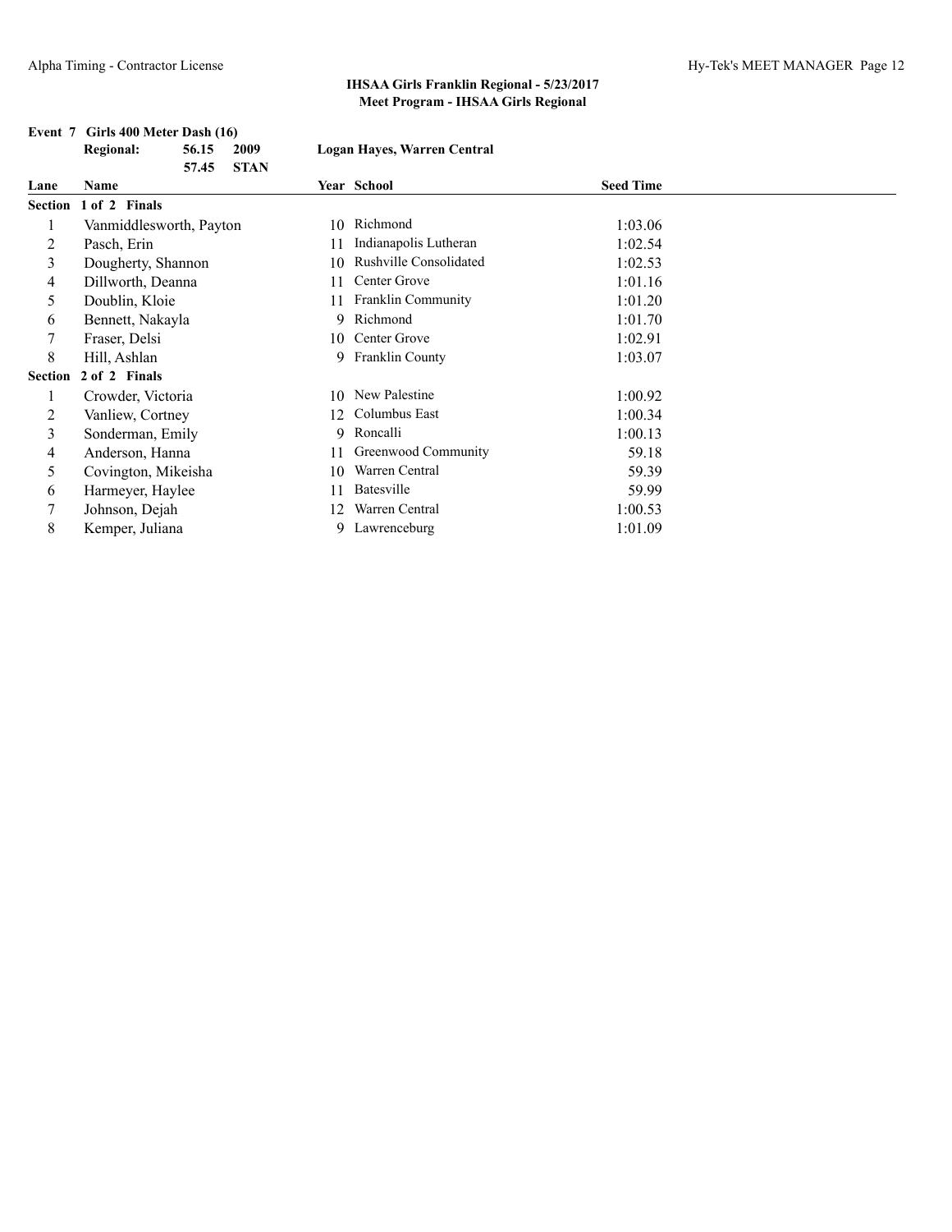## IHSAA Girls Franklin Regional - 5/23/2017
## Meet Program - IHSAA Girls Regional

**Event 7 Girls 400 Meter Dash (16)**

| | | | |
|---|---|---|---|
| **Regional:** | **56.15** | **2009** | **Logan Hayes, Warren Central** |
| | **57.45** | **STAN** | |

| Lane | Name | Year | School | Seed Time |
|---|---|---|---|---|
| **Section 1 of 2 Finals** | | | | |
| 1 | Vanmiddlesworth, Payton | 10 | Richmond | 1:03.06 |
| 2 | Pasch, Erin | 11 | Indianapolis Lutheran | 1:02.54 |
| 3 | Dougherty, Shannon | 10 | Rushville Consolidated | 1:02.53 |
| 4 | Dillworth, Deanna | 11 | Center Grove | 1:01.16 |
| 5 | Doublin, Kloie | 11 | Franklin Community | 1:01.20 |
| 6 | Bennett, Nakayla | 9 | Richmond | 1:01.70 |
| 7 | Fraser, Delsi | 10 | Center Grove | 1:02.91 |
| 8 | Hill, Ashlan | 9 | Franklin County | 1:03.07 |
| **Section 2 of 2 Finals** | | | | |
| 1 | Crowder, Victoria | 10 | New Palestine | 1:00.92 |
| 2 | Vanliew, Cortney | 12 | Columbus East | 1:00.34 |
| 3 | Sonderman, Emily | 9 | Roncalli | 1:00.13 |
| 4 | Anderson, Hanna | 11 | Greenwood Community | 59.18 |
| 5 | Covington, Mikeisha | 10 | Warren Central | 59.39 |
| 6 | Harmeyer, Haylee | 11 | Batesville | 59.99 |
| 7 | Johnson, Dejah | 12 | Warren Central | 1:00.53 |
| 8 | Kemper, Juliana | 9 | Lawrenceburg | 1:01.09 |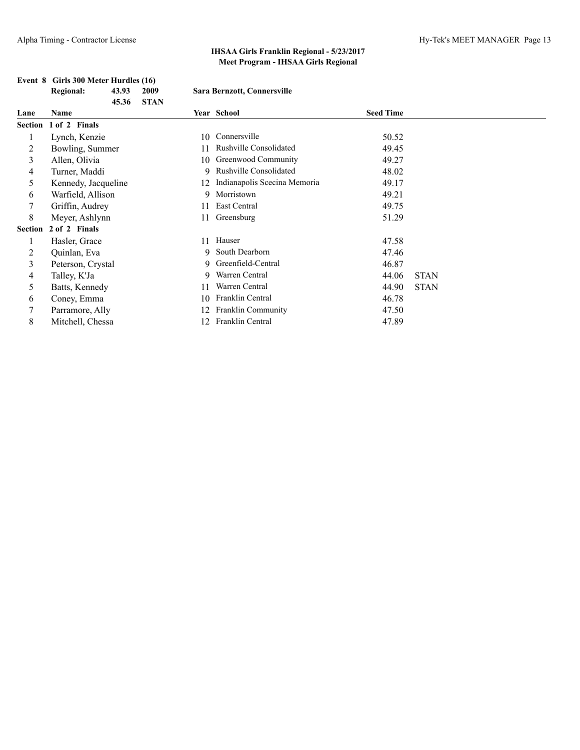**IHSAA Girls Franklin Regional - 5/23/2017**
**Meet Program - IHSAA Girls Regional**

**Event 8 Girls 300 Meter Hurdles (16)**

| | | | |
|---|---|---|---|
| **Regional:** | **43.93** | **2009** | **Sara Bernzott, Connersville** |
| | **45.36** | **STAN** | |

| Lane | Name | Year | School | Seed Time | |
|---|---|---|---|---|---|
| **Section 1 of 2 Finals** | | | | | |
| 1 | Lynch, Kenzie | 10 | Connersville | 50.52 | |
| 2 | Bowling, Summer | 11 | Rushville Consolidated | 49.45 | |
| 3 | Allen, Olivia | 10 | Greenwood Community | 49.27 | |
| 4 | Turner, Maddi | 9 | Rushville Consolidated | 48.02 | |
| 5 | Kennedy, Jacqueline | 12 | Indianapolis Scecina Memoria | 49.17 | |
| 6 | Warfield, Allison | 9 | Morristown | 49.21 | |
| 7 | Griffin, Audrey | 11 | East Central | 49.75 | |
| 8 | Meyer, Ashlynn | 11 | Greensburg | 51.29 | |
| **Section 2 of 2 Finals** | | | | | |
| 1 | Hasler, Grace | 11 | Hauser | 47.58 | |
| 2 | Quinlan, Eva | 9 | South Dearborn | 47.46 | |
| 3 | Peterson, Crystal | 9 | Greenfield-Central | 46.87 | |
| 4 | Talley, K'Ja | 9 | Warren Central | 44.06 | STAN |
| 5 | Batts, Kennedy | 11 | Warren Central | 44.90 | STAN |
| 6 | Coney, Emma | 10 | Franklin Central | 46.78 | |
| 7 | Parramore, Ally | 12 | Franklin Community | 47.50 | |
| 8 | Mitchell, Chessa | 12 | Franklin Central | 47.89 | |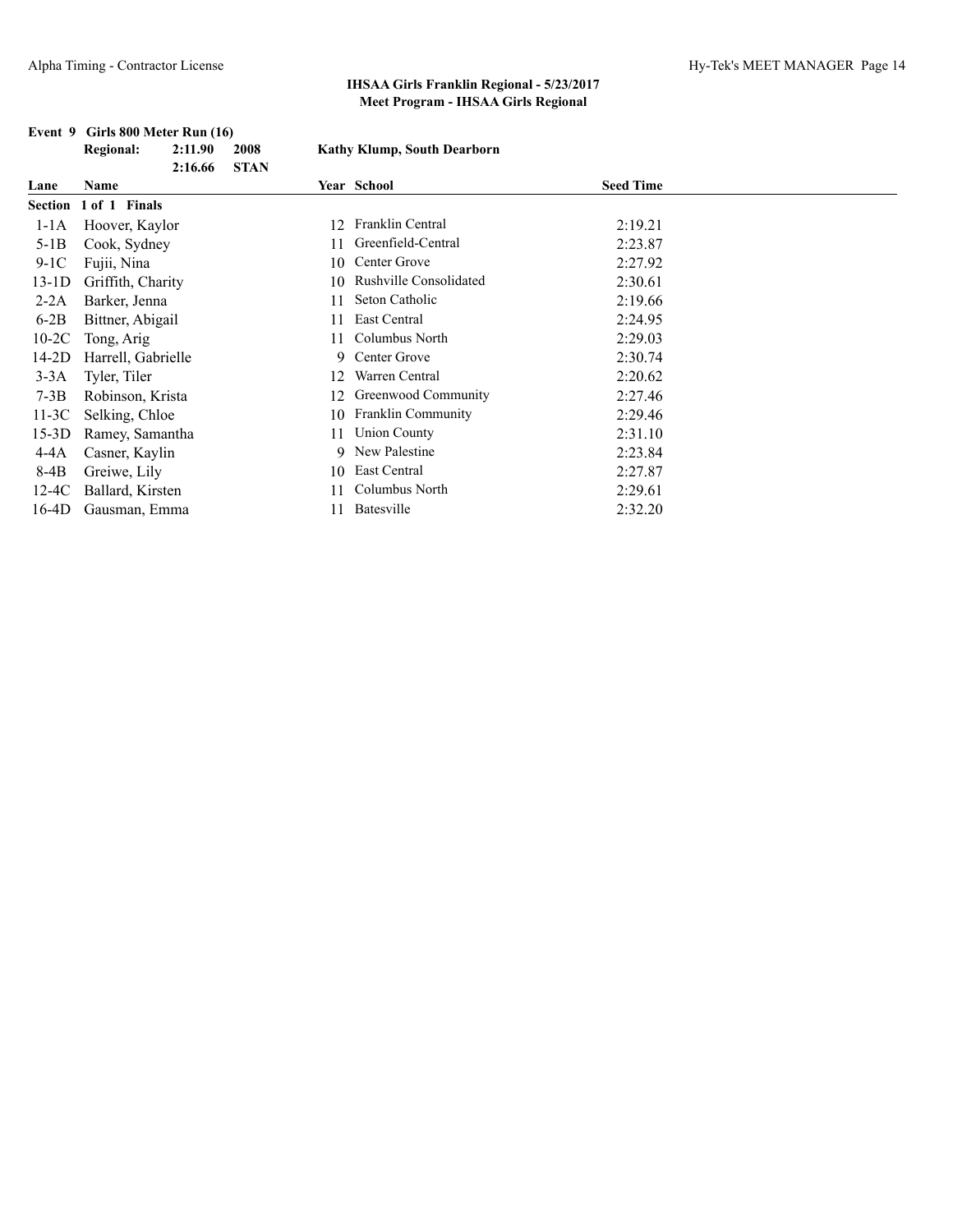## IHSAA Girls Franklin Regional - 5/23/2017
### Meet Program - IHSAA Girls Regional

**Event 9 Girls 800 Meter Run (16)**

| | | | |
|---|---|---|---|
| **Regional:** | **2:11.90** | **2008** | **Kathy Klump, South Dearborn** |
| | **2:16.66** | **STAN** | |

| Lane | Name | Year | School | Seed Time |
|---|---|---|---|---|
| **Section 1 of 1 Finals** | | | | |
| 1-1A | Hoover, Kaylor | 12 | Franklin Central | 2:19.21 |
| 5-1B | Cook, Sydney | 11 | Greenfield-Central | 2:23.87 |
| 9-1C | Fujii, Nina | 10 | Center Grove | 2:27.92 |
| 13-1D | Griffith, Charity | 10 | Rushville Consolidated | 2:30.61 |
| 2-2A | Barker, Jenna | 11 | Seton Catholic | 2:19.66 |
| 6-2B | Bittner, Abigail | 11 | East Central | 2:24.95 |
| 10-2C | Tong, Arig | 11 | Columbus North | 2:29.03 |
| 14-2D | Harrell, Gabrielle | 9 | Center Grove | 2:30.74 |
| 3-3A | Tyler, Tiler | 12 | Warren Central | 2:20.62 |
| 7-3B | Robinson, Krista | 12 | Greenwood Community | 2:27.46 |
| 11-3C | Selking, Chloe | 10 | Franklin Community | 2:29.46 |
| 15-3D | Ramey, Samantha | 11 | Union County | 2:31.10 |
| 4-4A | Casner, Kaylin | 9 | New Palestine | 2:23.84 |
| 8-4B | Greiwe, Lily | 10 | East Central | 2:27.87 |
| 12-4C | Ballard, Kirsten | 11 | Columbus North | 2:29.61 |
| 16-4D | Gausman, Emma | 11 | Batesville | 2:32.20 |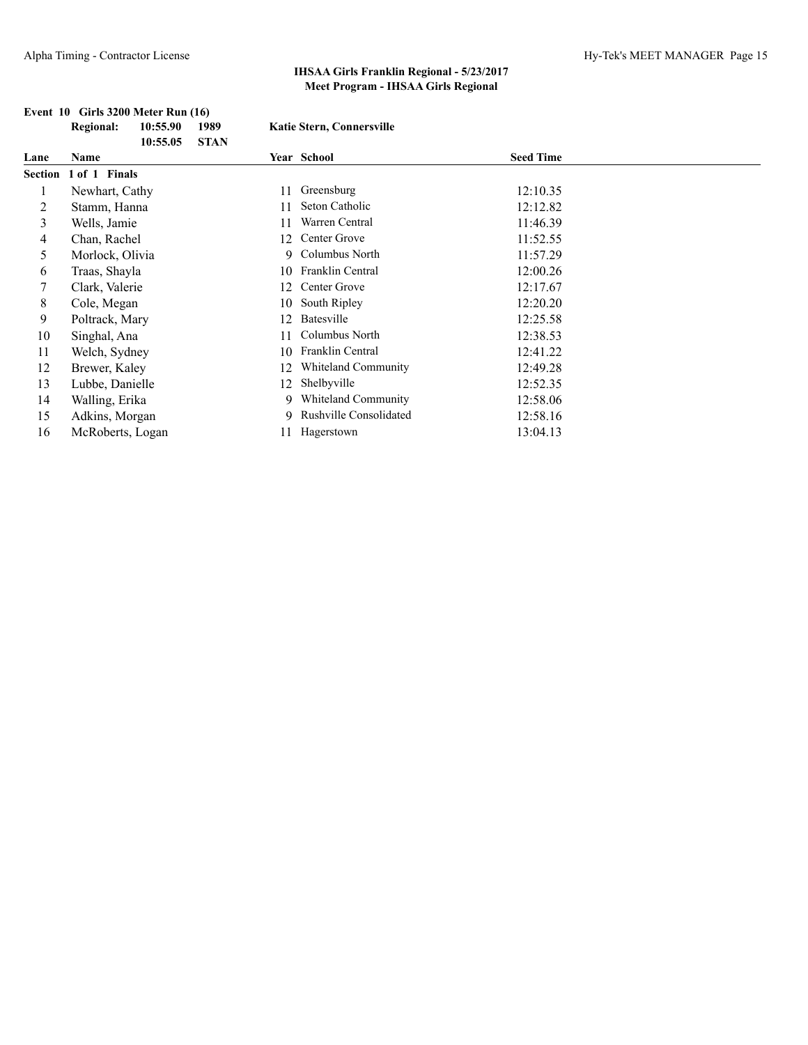## IHSAA Girls Franklin Regional - 5/23/2017
### Meet Program - IHSAA Girls Regional

**Event 10 Girls 3200 Meter Run (16)**

| | | | |
|---|---|---|---|
| **Regional:** | **10:55.90** | **1989** | **Katie Stern, Connersville** |
| | **10:55.05** | **STAN** | |

| Lane | Name | Year | School | Seed Time |
|---|---|---|---|---|
| **Section 1 of 1 Finals** | | | | |
| 1 | Newhart, Cathy | 11 | Greensburg | 12:10.35 |
| 2 | Stamm, Hanna | 11 | Seton Catholic | 12:12.82 |
| 3 | Wells, Jamie | 11 | Warren Central | 11:46.39 |
| 4 | Chan, Rachel | 12 | Center Grove | 11:52.55 |
| 5 | Morlock, Olivia | 9 | Columbus North | 11:57.29 |
| 6 | Traas, Shayla | 10 | Franklin Central | 12:00.26 |
| 7 | Clark, Valerie | 12 | Center Grove | 12:17.67 |
| 8 | Cole, Megan | 10 | South Ripley | 12:20.20 |
| 9 | Poltrack, Mary | 12 | Batesville | 12:25.58 |
| 10 | Singhal, Ana | 11 | Columbus North | 12:38.53 |
| 11 | Welch, Sydney | 10 | Franklin Central | 12:41.22 |
| 12 | Brewer, Kaley | 12 | Whiteland Community | 12:49.28 |
| 13 | Lubbe, Danielle | 12 | Shelbyville | 12:52.35 |
| 14 | Walling, Erika | 9 | Whiteland Community | 12:58.06 |
| 15 | Adkins, Morgan | 9 | Rushville Consolidated | 12:58.16 |
| 16 | McRoberts, Logan | 11 | Hagerstown | 13:04.13 |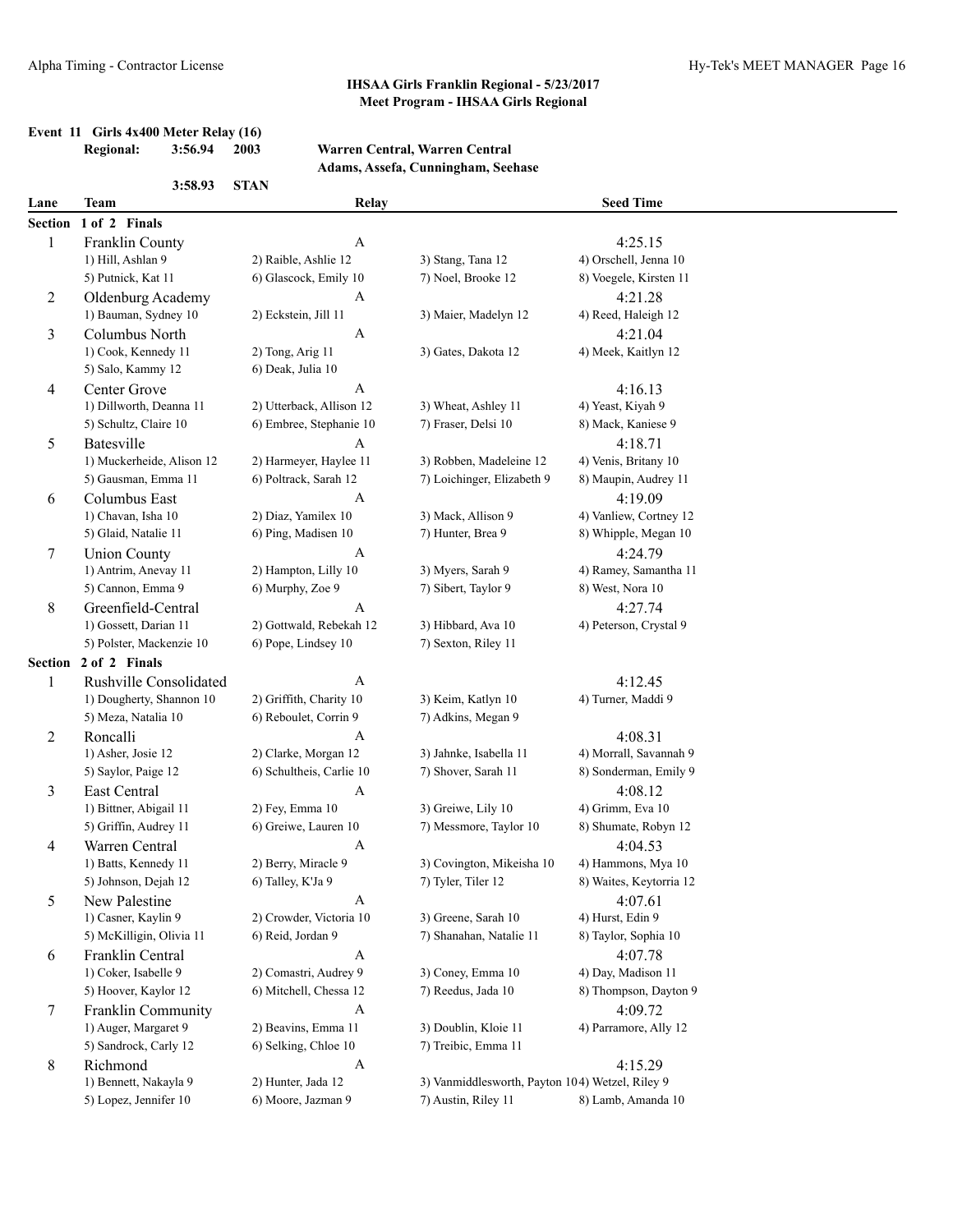## IHSAA Girls Franklin Regional - 5/23/2017
## Meet Program - IHSAA Girls Regional

**Event 11 Girls 4x400 Meter Relay (16)**

**Regional: 3:56.94 2003 Warren Central, Warren Central**
**Adams, Assefa, Cunningham, Seehase**

**3:58.93 STAN**

| Lane | Team | Relay | | Seed Time |
|---|---|---|---|---|
| **Section 1 of 2 Finals** | | | | |
| 1 | Franklin County | A | | 4:25.15 |
| | 1) Hill, Ashlan 9 | 2) Raible, Ashlie 12 | 3) Stang, Tana 12 | 4) Orschell, Jenna 10 |
| | 5) Putnick, Kat 11 | 6) Glascock, Emily 10 | 7) Noel, Brooke 12 | 8) Voegele, Kirsten 11 |
| 2 | Oldenburg Academy | A | | 4:21.28 |
| | 1) Bauman, Sydney 10 | 2) Eckstein, Jill 11 | 3) Maier, Madelyn 12 | 4) Reed, Haleigh 12 |
| 3 | Columbus North | A | | 4:21.04 |
| | 1) Cook, Kennedy 11 | 2) Tong, Arig 11 | 3) Gates, Dakota 12 | 4) Meek, Kaitlyn 12 |
| | 5) Salo, Kammy 12 | 6) Deak, Julia 10 | | |
| 4 | Center Grove | A | | 4:16.13 |
| | 1) Dillworth, Deanna 11 | 2) Utterback, Allison 12 | 3) Wheat, Ashley 11 | 4) Yeast, Kiyah 9 |
| | 5) Schultz, Claire 10 | 6) Embree, Stephanie 10 | 7) Fraser, Delsi 10 | 8) Mack, Kaniese 9 |
| 5 | Batesville | A | | 4:18.71 |
| | 1) Muckerheide, Alison 12 | 2) Harmeyer, Haylee 11 | 3) Robben, Madeleine 12 | 4) Venis, Britany 10 |
| | 5) Gausman, Emma 11 | 6) Poltrack, Sarah 12 | 7) Loichinger, Elizabeth 9 | 8) Maupin, Audrey 11 |
| 6 | Columbus East | A | | 4:19.09 |
| | 1) Chavan, Isha 10 | 2) Diaz, Yamilex 10 | 3) Mack, Allison 9 | 4) Vanliew, Cortney 12 |
| | 5) Glaid, Natalie 11 | 6) Ping, Madisen 10 | 7) Hunter, Brea 9 | 8) Whipple, Megan 10 |
| 7 | Union County | A | | 4:24.79 |
| | 1) Antrim, Anevay 11 | 2) Hampton, Lilly 10 | 3) Myers, Sarah 9 | 4) Ramey, Samantha 11 |
| | 5) Cannon, Emma 9 | 6) Murphy, Zoe 9 | 7) Sibert, Taylor 9 | 8) West, Nora 10 |
| 8 | Greenfield-Central | A | | 4:27.74 |
| | 1) Gossett, Darian 11 | 2) Gottwald, Rebekah 12 | 3) Hibbard, Ava 10 | 4) Peterson, Crystal 9 |
| | 5) Polster, Mackenzie 10 | 6) Pope, Lindsey 10 | 7) Sexton, Riley 11 | |
| **Section 2 of 2 Finals** | | | | |
| 1 | Rushville Consolidated | A | | 4:12.45 |
| | 1) Dougherty, Shannon 10 | 2) Griffith, Charity 10 | 3) Keim, Katlyn 10 | 4) Turner, Maddi 9 |
| | 5) Meza, Natalia 10 | 6) Reboulet, Corrin 9 | 7) Adkins, Megan 9 | |
| 2 | Roncalli | A | | 4:08.31 |
| | 1) Asher, Josie 12 | 2) Clarke, Morgan 12 | 3) Jahnke, Isabella 11 | 4) Morrall, Savannah 9 |
| | 5) Saylor, Paige 12 | 6) Schultheis, Carlie 10 | 7) Shover, Sarah 11 | 8) Sonderman, Emily 9 |
| 3 | East Central | A | | 4:08.12 |
| | 1) Bittner, Abigail 11 | 2) Fey, Emma 10 | 3) Greiwe, Lily 10 | 4) Grimm, Eva 10 |
| | 5) Griffin, Audrey 11 | 6) Greiwe, Lauren 10 | 7) Messmore, Taylor 10 | 8) Shumate, Robyn 12 |
| 4 | Warren Central | A | | 4:04.53 |
| | 1) Batts, Kennedy 11 | 2) Berry, Miracle 9 | 3) Covington, Mikeisha 10 | 4) Hammons, Mya 10 |
| | 5) Johnson, Dejah 12 | 6) Talley, K'Ja 9 | 7) Tyler, Tiler 12 | 8) Waites, Keytorria 12 |
| 5 | New Palestine | A | | 4:07.61 |
| | 1) Casner, Kaylin 9 | 2) Crowder, Victoria 10 | 3) Greene, Sarah 10 | 4) Hurst, Edin 9 |
| | 5) McKilligin, Olivia 11 | 6) Reid, Jordan 9 | 7) Shanahan, Natalie 11 | 8) Taylor, Sophia 10 |
| 6 | Franklin Central | A | | 4:07.78 |
| | 1) Coker, Isabelle 9 | 2) Comastri, Audrey 9 | 3) Coney, Emma 10 | 4) Day, Madison 11 |
| | 5) Hoover, Kaylor 12 | 6) Mitchell, Chessa 12 | 7) Reedus, Jada 10 | 8) Thompson, Dayton 9 |
| 7 | Franklin Community | A | | 4:09.72 |
| | 1) Auger, Margaret 9 | 2) Beavins, Emma 11 | 3) Doublin, Kloie 11 | 4) Parramore, Ally 12 |
| | 5) Sandrock, Carly 12 | 6) Selking, Chloe 10 | 7) Treibic, Emma 11 | |
| 8 | Richmond | A | | 4:15.29 |
| | 1) Bennett, Nakayla 9 | 2) Hunter, Jada 12 | 3) Vanmiddlesworth, Payton 10 | 4) Wetzel, Riley 9 |
| | 5) Lopez, Jennifer 10 | 6) Moore, Jazman 9 | 7) Austin, Riley 11 | 8) Lamb, Amanda 10 |